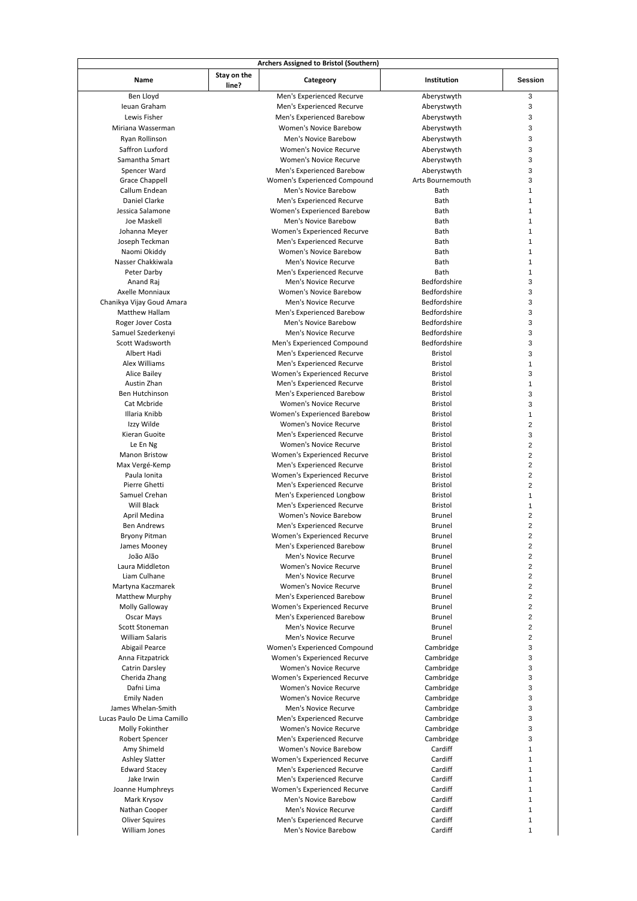| Archers Assigned to Bristol (Southern) | | | | |
|---|---|---|---|---|
| Name | Stay on the line? | Categeory | Institution | Session |
| Ben Lloyd | | Men's Experienced Recurve | Aberystwyth | 3 |
| Ieuan Graham | | Men's Experienced Recurve | Aberystwyth | 3 |
| Lewis Fisher | | Men's Experienced Barebow | Aberystwyth | 3 |
| Miriana Wasserman | | Women's Novice Barebow | Aberystwyth | 3 |
| Ryan Rollinson | | Men's Novice Barebow | Aberystwyth | 3 |
| Saffron Luxford | | Women's Novice Recurve | Aberystwyth | 3 |
| Samantha Smart | | Women's Novice Recurve | Aberystwyth | 3 |
| Spencer Ward | | Men's Experienced Barebow | Aberystwyth | 3 |
| Grace Chappell | | Women's Experienced Compound | Arts Bournemouth | 3 |
| Callum Endean | | Men's Novice Barebow | Bath | 1 |
| Daniel Clarke | | Men's Experienced Recurve | Bath | 1 |
| Jessica Salamone | | Women's Experienced Barebow | Bath | 1 |
| Joe Maskell | | Men's Novice Barebow | Bath | 1 |
| Johanna Meyer | | Women's Experienced Recurve | Bath | 1 |
| Joseph Teckman | | Men's Experienced Recurve | Bath | 1 |
| Naomi Okiddy | | Women's Novice Barebow | Bath | 1 |
| Nasser Chakkiwala | | Men's Novice Recurve | Bath | 1 |
| Peter Darby | | Men's Experienced Recurve | Bath | 1 |
| Anand Raj | | Men's Novice Recurve | Bedfordshire | 3 |
| Axelle Monniaux | | Women's Novice Barebow | Bedfordshire | 3 |
| Chanikya Vijay Goud Amara | | Men's Novice Recurve | Bedfordshire | 3 |
| Matthew Hallam | | Men's Experienced Barebow | Bedfordshire | 3 |
| Roger Jover Costa | | Men's Novice Barebow | Bedfordshire | 3 |
| Samuel Szederkenyi | | Men's Novice Recurve | Bedfordshire | 3 |
| Scott Wadsworth | | Men's Experienced Compound | Bedfordshire | 3 |
| Albert Hadi | | Men's Experienced Recurve | Bristol | 3 |
| Alex Williams | | Men's Experienced Recurve | Bristol | 1 |
| Alice Bailey | | Women's Experienced Recurve | Bristol | 3 |
| Austin Zhan | | Men's Experienced Recurve | Bristol | 1 |
| Ben Hutchinson | | Men's Experienced Barebow | Bristol | 3 |
| Cat Mcbride | | Women's Novice Recurve | Bristol | 3 |
| Illaria Knibb | | Women's Experienced Barebow | Bristol | 1 |
| Izzy Wilde | | Women's Novice Recurve | Bristol | 2 |
| Kieran Guoite | | Men's Experienced Recurve | Bristol | 3 |
| Le En Ng | | Women's Novice Recurve | Bristol | 2 |
| Manon Bristow | | Women's Experienced Recurve | Bristol | 2 |
| Max Vergé-Kemp | | Men's Experienced Recurve | Bristol | 2 |
| Paula Ionita | | Women's Experienced Recurve | Bristol | 2 |
| Pierre Ghetti | | Men's Experienced Recurve | Bristol | 2 |
| Samuel Crehan | | Men's Experienced Longbow | Bristol | 1 |
| Will Black | | Men's Experienced Recurve | Bristol | 1 |
| April Medina | | Women's Novice Barebow | Brunel | 2 |
| Ben Andrews | | Men's Experienced Recurve | Brunel | 2 |
| Bryony Pitman | | Women's Experienced Recurve | Brunel | 2 |
| James Mooney | | Men's Experienced Barebow | Brunel | 2 |
| João Alão | | Men's Novice Recurve | Brunel | 2 |
| Laura Middleton | | Women's Novice Recurve | Brunel | 2 |
| Liam Culhane | | Men's Novice Recurve | Brunel | 2 |
| Martyna Kaczmarek | | Women's Novice Recurve | Brunel | 2 |
| Matthew Murphy | | Men's Experienced Barebow | Brunel | 2 |
| Molly Galloway | | Women's Experienced Recurve | Brunel | 2 |
| Oscar Mays | | Men's Experienced Barebow | Brunel | 2 |
| Scott Stoneman | | Men's Novice Recurve | Brunel | 2 |
| William Salaris | | Men's Novice Recurve | Brunel | 2 |
| Abigail Pearce | | Women's Experienced Compound | Cambridge | 3 |
| Anna Fitzpatrick | | Women's Experienced Recurve | Cambridge | 3 |
| Catrin Darsley | | Women's Novice Recurve | Cambridge | 3 |
| Cherida Zhang | | Women's Experienced Recurve | Cambridge | 3 |
| Dafni Lima | | Women's Novice Recurve | Cambridge | 3 |
| Emily Naden | | Women's Novice Recurve | Cambridge | 3 |
| James Whelan-Smith | | Men's Novice Recurve | Cambridge | 3 |
| Lucas Paulo De Lima Camillo | | Men's Experienced Recurve | Cambridge | 3 |
| Molly Fokinther | | Women's Novice Recurve | Cambridge | 3 |
| Robert Spencer | | Men's Experienced Recurve | Cambridge | 3 |
| Amy Shimeld | | Women's Novice Barebow | Cardiff | 1 |
| Ashley Slatter | | Women's Experienced Recurve | Cardiff | 1 |
| Edward Stacey | | Men's Experienced Recurve | Cardiff | 1 |
| Jake Irwin | | Men's Experienced Recurve | Cardiff | 1 |
| Joanne Humphreys | | Women's Experienced Recurve | Cardiff | 1 |
| Mark Krysov | | Men's Novice Barebow | Cardiff | 1 |
| Nathan Cooper | | Men's Novice Recurve | Cardiff | 1 |
| Oliver Squires | | Men's Experienced Recurve | Cardiff | 1 |
| William Jones | | Men's Novice Barebow | Cardiff | 1 |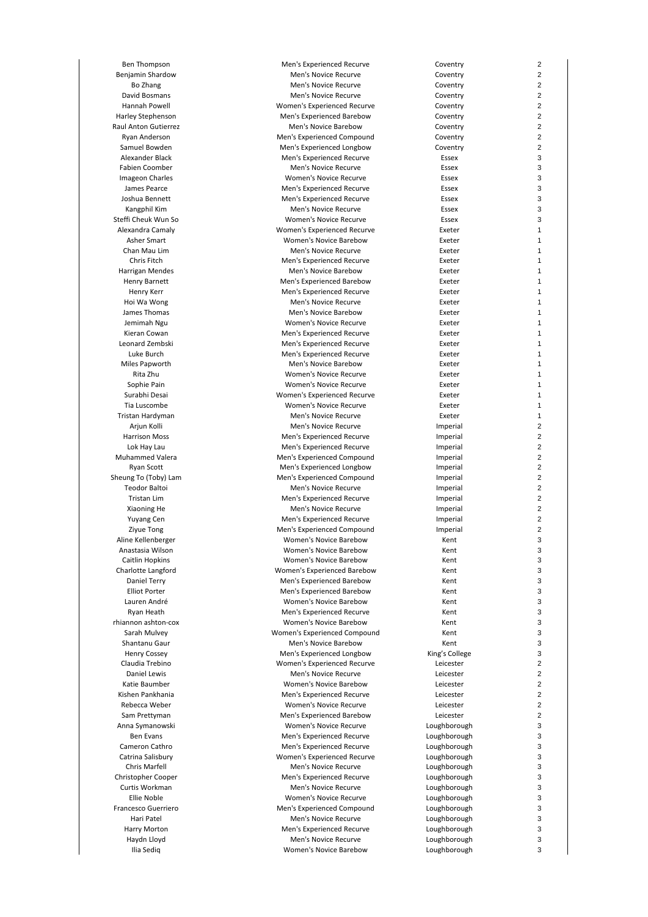| | | | |
|---|---|---|---|
| Ben Thompson | Men's Experienced Recurve | Coventry | 2 |
| Benjamin Shardow | Men's Novice Recurve | Coventry | 2 |
| Bo Zhang | Men's Novice Recurve | Coventry | 2 |
| David Bosmans | Men's Novice Recurve | Coventry | 2 |
| Hannah Powell | Women's Experienced Recurve | Coventry | 2 |
| Harley Stephenson | Men's Experienced Barebow | Coventry | 2 |
| Raul Anton Gutierrez | Men's Novice Barebow | Coventry | 2 |
| Ryan Anderson | Men's Experienced Compound | Coventry | 2 |
| Samuel Bowden | Men's Experienced Longbow | Coventry | 2 |
| Alexander Black | Men's Experienced Recurve | Essex | 3 |
| Fabien Coomber | Men's Novice Recurve | Essex | 3 |
| Imageon Charles | Women's Novice Recurve | Essex | 3 |
| James Pearce | Men's Experienced Recurve | Essex | 3 |
| Joshua Bennett | Men's Experienced Recurve | Essex | 3 |
| Kangphil Kim | Men's Novice Recurve | Essex | 3 |
| Steffi Cheuk Wun So | Women's Novice Recurve | Essex | 3 |
| Alexandra Camaly | Women's Experienced Recurve | Exeter | 1 |
| Asher Smart | Women's Novice Barebow | Exeter | 1 |
| Chan Mau Lim | Men's Novice Recurve | Exeter | 1 |
| Chris Fitch | Men's Experienced Recurve | Exeter | 1 |
| Harrigan Mendes | Men's Novice Barebow | Exeter | 1 |
| Henry Barnett | Men's Experienced Barebow | Exeter | 1 |
| Henry Kerr | Men's Experienced Recurve | Exeter | 1 |
| Hoi Wa Wong | Men's Novice Recurve | Exeter | 1 |
| James Thomas | Men's Novice Barebow | Exeter | 1 |
| Jemimah Ngu | Women's Novice Recurve | Exeter | 1 |
| Kieran Cowan | Men's Experienced Recurve | Exeter | 1 |
| Leonard Zembski | Men's Experienced Recurve | Exeter | 1 |
| Luke Burch | Men's Experienced Recurve | Exeter | 1 |
| Miles Papworth | Men's Novice Barebow | Exeter | 1 |
| Rita Zhu | Women's Novice Recurve | Exeter | 1 |
| Sophie Pain | Women's Novice Recurve | Exeter | 1 |
| Surabhi Desai | Women's Experienced Recurve | Exeter | 1 |
| Tia Luscombe | Women's Novice Recurve | Exeter | 1 |
| Tristan Hardyman | Men's Novice Recurve | Exeter | 1 |
| Arjun Kolli | Men's Novice Recurve | Imperial | 2 |
| Harrison Moss | Men's Experienced Recurve | Imperial | 2 |
| Lok Hay Lau | Men's Experienced Recurve | Imperial | 2 |
| Muhammed Valera | Men's Experienced Compound | Imperial | 2 |
| Ryan Scott | Men's Experienced Longbow | Imperial | 2 |
| Sheung To (Toby) Lam | Men's Experienced Compound | Imperial | 2 |
| Teodor Baltoi | Men's Novice Recurve | Imperial | 2 |
| Tristan Lim | Men's Experienced Recurve | Imperial | 2 |
| Xiaoning He | Men's Novice Recurve | Imperial | 2 |
| Yuyang Cen | Men's Experienced Recurve | Imperial | 2 |
| Ziyue Tong | Men's Experienced Compound | Imperial | 2 |
| Aline Kellenberger | Women's Novice Barebow | Kent | 3 |
| Anastasia Wilson | Women's Novice Barebow | Kent | 3 |
| Caitlin Hopkins | Women's Novice Barebow | Kent | 3 |
| Charlotte Langford | Women's Experienced Barebow | Kent | 3 |
| Daniel Terry | Men's Experienced Barebow | Kent | 3 |
| Elliot Porter | Men's Experienced Barebow | Kent | 3 |
| Lauren André | Women's Novice Barebow | Kent | 3 |
| Ryan Heath | Men's Experienced Recurve | Kent | 3 |
| rhiannon ashton-cox | Women's Novice Barebow | Kent | 3 |
| Sarah Mulvey | Women's Experienced Compound | Kent | 3 |
| Shantanu Gaur | Men's Novice Barebow | Kent | 3 |
| Henry Cossey | Men's Experienced Longbow | King's College | 3 |
| Claudia Trebino | Women's Experienced Recurve | Leicester | 2 |
| Daniel Lewis | Men's Novice Recurve | Leicester | 2 |
| Katie Baumber | Women's Novice Barebow | Leicester | 2 |
| Kishen Pankhania | Men's Experienced Recurve | Leicester | 2 |
| Rebecca Weber | Women's Novice Recurve | Leicester | 2 |
| Sam Prettyman | Men's Experienced Barebow | Leicester | 2 |
| Anna Symanowski | Women's Novice Recurve | Loughborough | 3 |
| Ben Evans | Men's Experienced Recurve | Loughborough | 3 |
| Cameron Cathro | Men's Experienced Recurve | Loughborough | 3 |
| Catrina Salisbury | Women's Experienced Recurve | Loughborough | 3 |
| Chris Marfell | Men's Novice Recurve | Loughborough | 3 |
| Christopher Cooper | Men's Experienced Recurve | Loughborough | 3 |
| Curtis Workman | Men's Novice Recurve | Loughborough | 3 |
| Ellie Noble | Women's Novice Recurve | Loughborough | 3 |
| Francesco Guerriero | Men's Experienced Compound | Loughborough | 3 |
| Hari Patel | Men's Novice Recurve | Loughborough | 3 |
| Harry Morton | Men's Experienced Recurve | Loughborough | 3 |
| Haydn Lloyd | Men's Novice Recurve | Loughborough | 3 |
| Ilia Sediq | Women's Novice Barebow | Loughborough | 3 |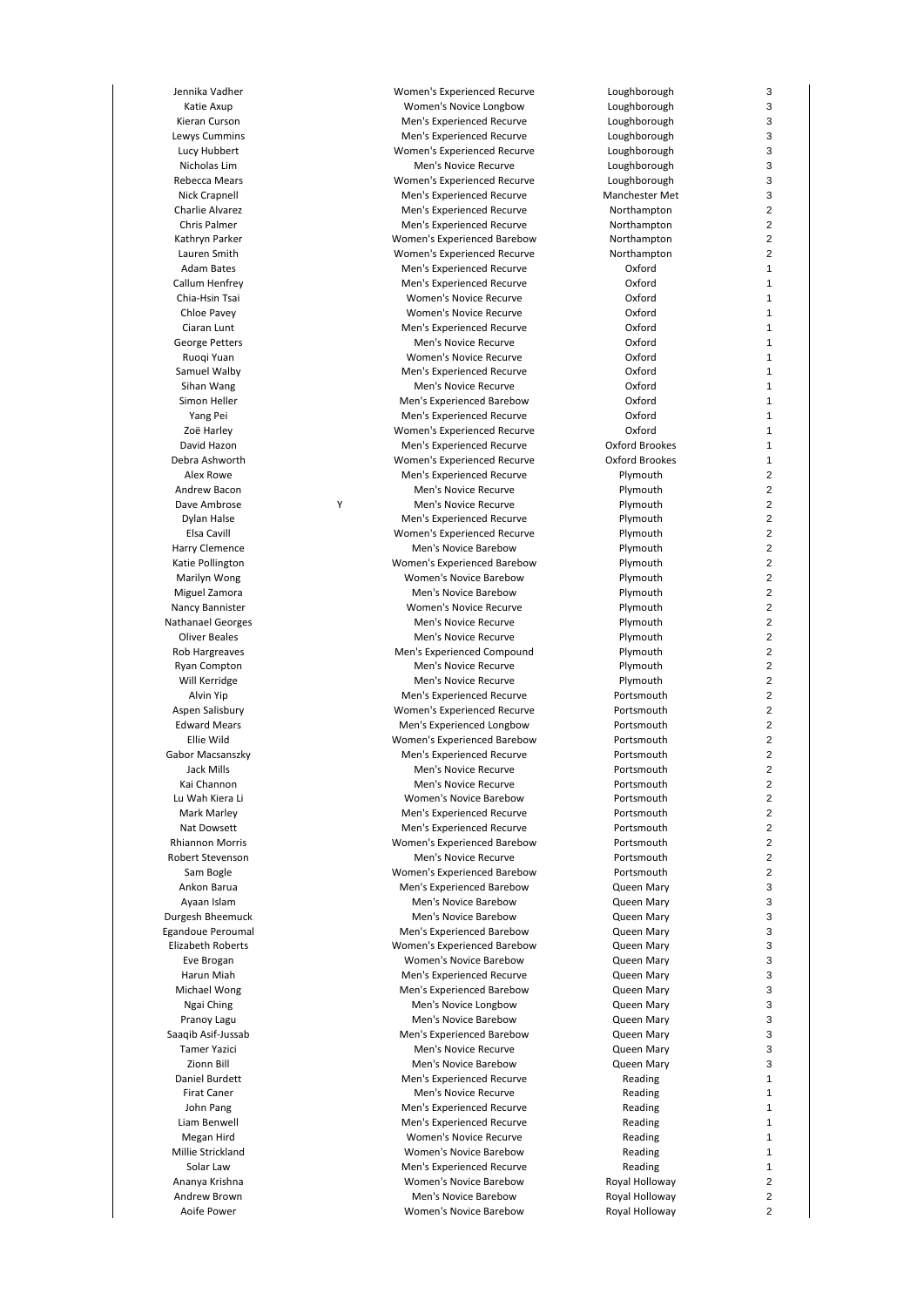| | | | | |
|---|---|---|---|---|
| Jennika Vadher | | Women's Experienced Recurve | Loughborough | 3 |
| Katie Axup | | Women's Novice Longbow | Loughborough | 3 |
| Kieran Curson | | Men's Experienced Recurve | Loughborough | 3 |
| Lewys Cummins | | Men's Experienced Recurve | Loughborough | 3 |
| Lucy Hubbert | | Women's Experienced Recurve | Loughborough | 3 |
| Nicholas Lim | | Men's Novice Recurve | Loughborough | 3 |
| Rebecca Mears | | Women's Experienced Recurve | Loughborough | 3 |
| Nick Crapnell | | Men's Experienced Recurve | Manchester Met | 3 |
| Charlie Alvarez | | Men's Experienced Recurve | Northampton | 2 |
| Chris Palmer | | Men's Experienced Recurve | Northampton | 2 |
| Kathryn Parker | | Women's Experienced Barebow | Northampton | 2 |
| Lauren Smith | | Women's Experienced Recurve | Northampton | 2 |
| Adam Bates | | Men's Experienced Recurve | Oxford | 1 |
| Callum Henfrey | | Men's Experienced Recurve | Oxford | 1 |
| Chia-Hsin Tsai | | Women's Novice Recurve | Oxford | 1 |
| Chloe Pavey | | Women's Novice Recurve | Oxford | 1 |
| Ciaran Lunt | | Men's Experienced Recurve | Oxford | 1 |
| George Petters | | Men's Novice Recurve | Oxford | 1 |
| Ruoqi Yuan | | Women's Novice Recurve | Oxford | 1 |
| Samuel Walby | | Men's Experienced Recurve | Oxford | 1 |
| Sihan Wang | | Men's Novice Recurve | Oxford | 1 |
| Simon Heller | | Men's Experienced Barebow | Oxford | 1 |
| Yang Pei | | Men's Experienced Recurve | Oxford | 1 |
| Zoë Harley | | Women's Experienced Recurve | Oxford | 1 |
| David Hazon | | Men's Experienced Recurve | Oxford Brookes | 1 |
| Debra Ashworth | | Women's Experienced Recurve | Oxford Brookes | 1 |
| Alex Rowe | | Men's Experienced Recurve | Plymouth | 2 |
| Andrew Bacon | | Men's Novice Recurve | Plymouth | 2 |
| Dave Ambrose | Y | Men's Novice Recurve | Plymouth | 2 |
| Dylan Halse | | Men's Experienced Recurve | Plymouth | 2 |
| Elsa Cavill | | Women's Experienced Recurve | Plymouth | 2 |
| Harry Clemence | | Men's Novice Barebow | Plymouth | 2 |
| Katie Pollington | | Women's Experienced Barebow | Plymouth | 2 |
| Marilyn Wong | | Women's Novice Barebow | Plymouth | 2 |
| Miguel Zamora | | Men's Novice Barebow | Plymouth | 2 |
| Nancy Bannister | | Women's Novice Recurve | Plymouth | 2 |
| Nathanael Georges | | Men's Novice Recurve | Plymouth | 2 |
| Oliver Beales | | Men's Novice Recurve | Plymouth | 2 |
| Rob Hargreaves | | Men's Experienced Compound | Plymouth | 2 |
| Ryan Compton | | Men's Novice Recurve | Plymouth | 2 |
| Will Kerridge | | Men's Novice Recurve | Plymouth | 2 |
| Alvin Yip | | Men's Experienced Recurve | Portsmouth | 2 |
| Aspen Salisbury | | Women's Experienced Recurve | Portsmouth | 2 |
| Edward Mears | | Men's Experienced Longbow | Portsmouth | 2 |
| Ellie Wild | | Women's Experienced Barebow | Portsmouth | 2 |
| Gabor Macsanszky | | Men's Experienced Recurve | Portsmouth | 2 |
| Jack Mills | | Men's Novice Recurve | Portsmouth | 2 |
| Kai Channon | | Men's Novice Recurve | Portsmouth | 2 |
| Lu Wah Kiera Li | | Women's Novice Barebow | Portsmouth | 2 |
| Mark Marley | | Men's Experienced Recurve | Portsmouth | 2 |
| Nat Dowsett | | Men's Experienced Recurve | Portsmouth | 2 |
| Rhiannon Morris | | Women's Experienced Barebow | Portsmouth | 2 |
| Robert Stevenson | | Men's Novice Recurve | Portsmouth | 2 |
| Sam Bogle | | Women's Experienced Barebow | Portsmouth | 2 |
| Ankon Barua | | Men's Experienced Barebow | Queen Mary | 3 |
| Ayaan Islam | | Men's Novice Barebow | Queen Mary | 3 |
| Durgesh Bheemuck | | Men's Novice Barebow | Queen Mary | 3 |
| Egandoue Peroumal | | Men's Experienced Barebow | Queen Mary | 3 |
| Elizabeth Roberts | | Women's Experienced Barebow | Queen Mary | 3 |
| Eve Brogan | | Women's Novice Barebow | Queen Mary | 3 |
| Harun Miah | | Men's Experienced Recurve | Queen Mary | 3 |
| Michael Wong | | Men's Experienced Barebow | Queen Mary | 3 |
| Ngai Ching | | Men's Novice Longbow | Queen Mary | 3 |
| Pranoy Lagu | | Men's Novice Barebow | Queen Mary | 3 |
| Saaqib Asif-Jussab | | Men's Experienced Barebow | Queen Mary | 3 |
| Tamer Yazici | | Men's Novice Recurve | Queen Mary | 3 |
| Zionn Bill | | Men's Novice Barebow | Queen Mary | 3 |
| Daniel Burdett | | Men's Experienced Recurve | Reading | 1 |
| Firat Caner | | Men's Novice Recurve | Reading | 1 |
| John Pang | | Men's Experienced Recurve | Reading | 1 |
| Liam Benwell | | Men's Experienced Recurve | Reading | 1 |
| Megan Hird | | Women's Novice Recurve | Reading | 1 |
| Millie Strickland | | Women's Novice Barebow | Reading | 1 |
| Solar Law | | Men's Experienced Recurve | Reading | 1 |
| Ananya Krishna | | Women's Novice Barebow | Royal Holloway | 2 |
| Andrew Brown | | Men's Novice Barebow | Royal Holloway | 2 |
| Aoife Power | | Women's Novice Barebow | Royal Holloway | 2 |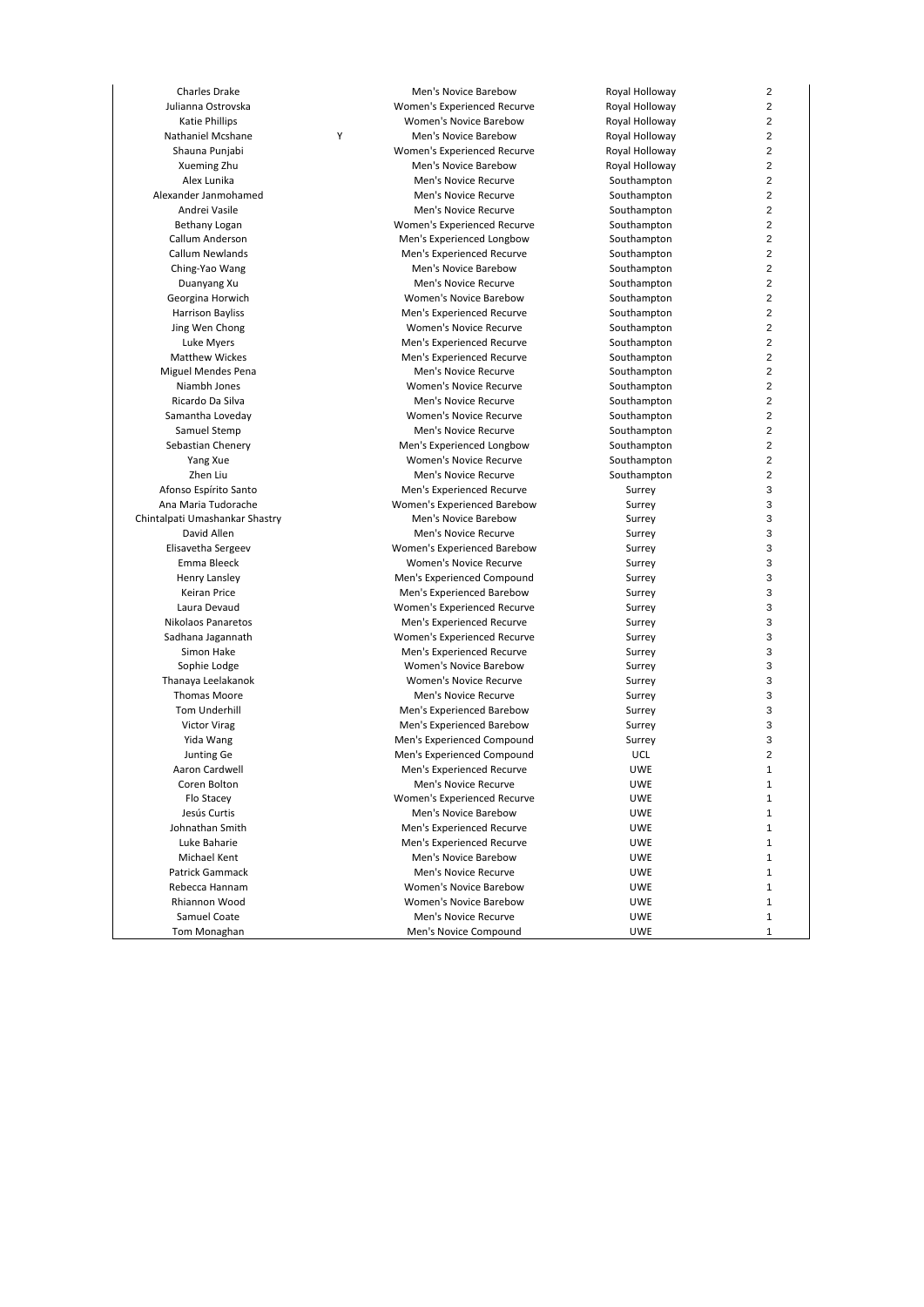| | | | | |
|---|---|---|---|---|
| Charles Drake | | Men's Novice Barebow | Royal Holloway | 2 |
| Julianna Ostrovska | | Women's Experienced Recurve | Royal Holloway | 2 |
| Katie Phillips | | Women's Novice Barebow | Royal Holloway | 2 |
| Nathaniel Mcshane | Y | Men's Novice Barebow | Royal Holloway | 2 |
| Shauna Punjabi | | Women's Experienced Recurve | Royal Holloway | 2 |
| Xueming Zhu | | Men's Novice Barebow | Royal Holloway | 2 |
| Alex Lunika | | Men's Novice Recurve | Southampton | 2 |
| Alexander Janmohamed | | Men's Novice Recurve | Southampton | 2 |
| Andrei Vasile | | Men's Novice Recurve | Southampton | 2 |
| Bethany Logan | | Women's Experienced Recurve | Southampton | 2 |
| Callum Anderson | | Men's Experienced Longbow | Southampton | 2 |
| Callum Newlands | | Men's Experienced Recurve | Southampton | 2 |
| Ching-Yao Wang | | Men's Novice Barebow | Southampton | 2 |
| Duanyang Xu | | Men's Novice Recurve | Southampton | 2 |
| Georgina Horwich | | Women's Novice Barebow | Southampton | 2 |
| Harrison Bayliss | | Men's Experienced Recurve | Southampton | 2 |
| Jing Wen Chong | | Women's Novice Recurve | Southampton | 2 |
| Luke Myers | | Men's Experienced Recurve | Southampton | 2 |
| Matthew Wickes | | Men's Experienced Recurve | Southampton | 2 |
| Miguel Mendes Pena | | Men's Novice Recurve | Southampton | 2 |
| Niambh Jones | | Women's Novice Recurve | Southampton | 2 |
| Ricardo Da Silva | | Men's Novice Recurve | Southampton | 2 |
| Samantha Loveday | | Women's Novice Recurve | Southampton | 2 |
| Samuel Stemp | | Men's Novice Recurve | Southampton | 2 |
| Sebastian Chenery | | Men's Experienced Longbow | Southampton | 2 |
| Yang Xue | | Women's Novice Recurve | Southampton | 2 |
| Zhen Liu | | Men's Novice Recurve | Southampton | 2 |
| Afonso Espírito Santo | | Men's Experienced Recurve | Surrey | 3 |
| Ana Maria Tudorache | | Women's Experienced Barebow | Surrey | 3 |
| Chintalpati Umashankar Shastry | | Men's Novice Barebow | Surrey | 3 |
| David Allen | | Men's Novice Recurve | Surrey | 3 |
| Elisavetha Sergeev | | Women's Experienced Barebow | Surrey | 3 |
| Emma Bleeck | | Women's Novice Recurve | Surrey | 3 |
| Henry Lansley | | Men's Experienced Compound | Surrey | 3 |
| Keiran Price | | Men's Experienced Barebow | Surrey | 3 |
| Laura Devaud | | Women's Experienced Recurve | Surrey | 3 |
| Nikolaos Panaretos | | Men's Experienced Recurve | Surrey | 3 |
| Sadhana Jagannath | | Women's Experienced Recurve | Surrey | 3 |
| Simon Hake | | Men's Experienced Recurve | Surrey | 3 |
| Sophie Lodge | | Women's Novice Barebow | Surrey | 3 |
| Thanaya Leelakanok | | Women's Novice Recurve | Surrey | 3 |
| Thomas Moore | | Men's Novice Recurve | Surrey | 3 |
| Tom Underhill | | Men's Experienced Barebow | Surrey | 3 |
| Victor Virag | | Men's Experienced Barebow | Surrey | 3 |
| Yida Wang | | Men's Experienced Compound | Surrey | 3 |
| Junting Ge | | Men's Experienced Compound | UCL | 2 |
| Aaron Cardwell | | Men's Experienced Recurve | UWE | 1 |
| Coren Bolton | | Men's Novice Recurve | UWE | 1 |
| Flo Stacey | | Women's Experienced Recurve | UWE | 1 |
| Jesús Curtis | | Men's Novice Barebow | UWE | 1 |
| Johnathan Smith | | Men's Experienced Recurve | UWE | 1 |
| Luke Baharie | | Men's Experienced Recurve | UWE | 1 |
| Michael Kent | | Men's Novice Barebow | UWE | 1 |
| Patrick Gammack | | Men's Novice Recurve | UWE | 1 |
| Rebecca Hannam | | Women's Novice Barebow | UWE | 1 |
| Rhiannon Wood | | Women's Novice Barebow | UWE | 1 |
| Samuel Coate | | Men's Novice Recurve | UWE | 1 |
| Tom Monaghan | | Men's Novice Compound | UWE | 1 |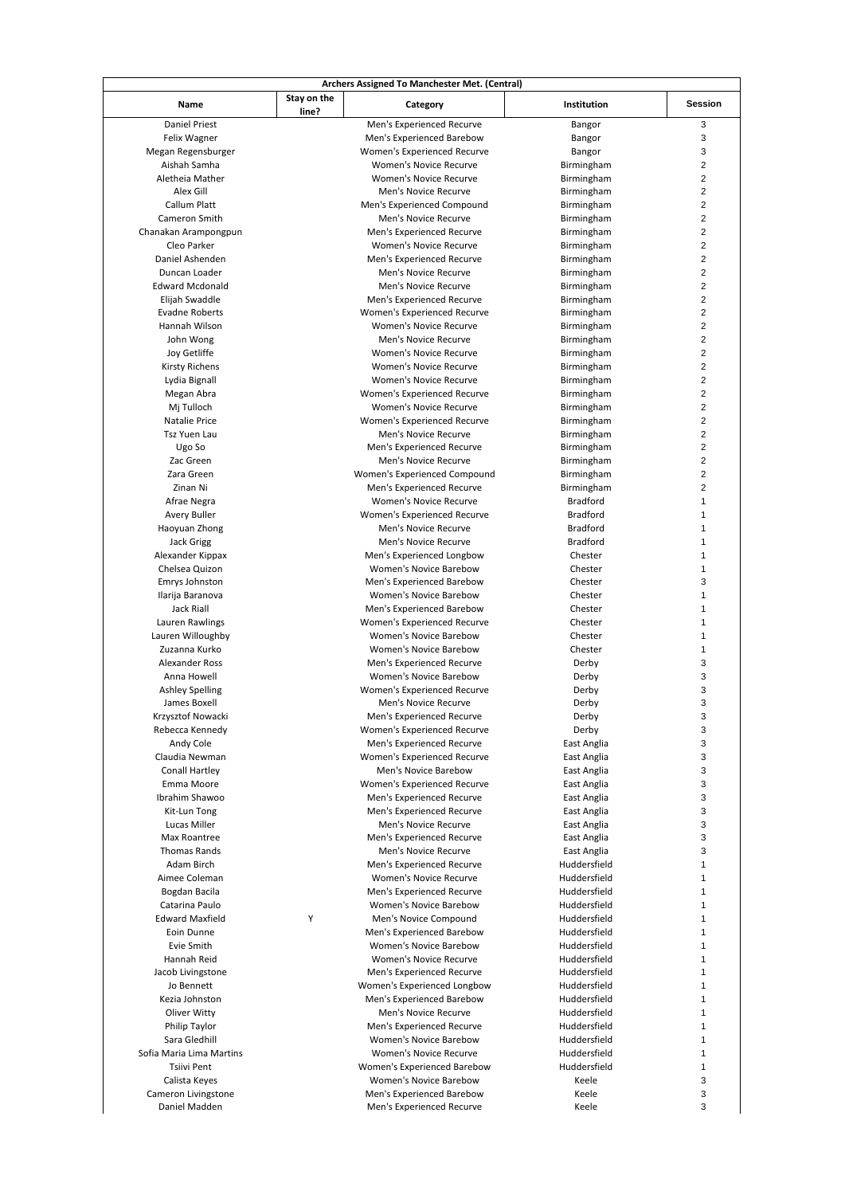| Archers Assigned To Manchester Met. (Central) | | | | |
|---|---|---|---|---|
| Name | Stay on the line? | Category | Institution | Session |
| Daniel Priest | | Men's Experienced Recurve | Bangor | 3 |
| Felix Wagner | | Men's Experienced Barebow | Bangor | 3 |
| Megan Regensburger | | Women's Experienced Recurve | Bangor | 3 |
| Aishah Samha | | Women's Novice Recurve | Birmingham | 2 |
| Aletheia Mather | | Women's Novice Recurve | Birmingham | 2 |
| Alex Gill | | Men's Novice Recurve | Birmingham | 2 |
| Callum Platt | | Men's Experienced Compound | Birmingham | 2 |
| Cameron Smith | | Men's Novice Recurve | Birmingham | 2 |
| Chanakan Arampongpun | | Men's Experienced Recurve | Birmingham | 2 |
| Cleo Parker | | Women's Novice Recurve | Birmingham | 2 |
| Daniel Ashenden | | Men's Experienced Recurve | Birmingham | 2 |
| Duncan Loader | | Men's Novice Recurve | Birmingham | 2 |
| Edward Mcdonald | | Men's Novice Recurve | Birmingham | 2 |
| Elijah Swaddle | | Men's Experienced Recurve | Birmingham | 2 |
| Evadne Roberts | | Women's Experienced Recurve | Birmingham | 2 |
| Hannah Wilson | | Women's Novice Recurve | Birmingham | 2 |
| John Wong | | Men's Novice Recurve | Birmingham | 2 |
| Joy Getliffe | | Women's Novice Recurve | Birmingham | 2 |
| Kirsty Richens | | Women's Novice Recurve | Birmingham | 2 |
| Lydia Bignall | | Women's Novice Recurve | Birmingham | 2 |
| Megan Abra | | Women's Experienced Recurve | Birmingham | 2 |
| Mj Tulloch | | Women's Novice Recurve | Birmingham | 2 |
| Natalie Price | | Women's Experienced Recurve | Birmingham | 2 |
| Tsz Yuen Lau | | Men's Novice Recurve | Birmingham | 2 |
| Ugo So | | Men's Experienced Recurve | Birmingham | 2 |
| Zac Green | | Men's Novice Recurve | Birmingham | 2 |
| Zara Green | | Women's Experienced Compound | Birmingham | 2 |
| Zinan Ni | | Men's Experienced Recurve | Birmingham | 2 |
| Afrae Negra | | Women's Novice Recurve | Bradford | 1 |
| Avery Buller | | Women's Experienced Recurve | Bradford | 1 |
| Haoyuan Zhong | | Men's Novice Recurve | Bradford | 1 |
| Jack Grigg | | Men's Novice Recurve | Bradford | 1 |
| Alexander Kippax | | Men's Experienced Longbow | Chester | 1 |
| Chelsea Quizon | | Women's Novice Barebow | Chester | 1 |
| Emrys Johnston | | Men's Experienced Barebow | Chester | 3 |
| Ilarija Baranova | | Women's Novice Barebow | Chester | 1 |
| Jack Riall | | Men's Experienced Barebow | Chester | 1 |
| Lauren Rawlings | | Women's Experienced Recurve | Chester | 1 |
| Lauren Willoughby | | Women's Novice Barebow | Chester | 1 |
| Zuzanna Kurko | | Women's Novice Barebow | Chester | 1 |
| Alexander Ross | | Men's Experienced Recurve | Derby | 3 |
| Anna Howell | | Women's Novice Barebow | Derby | 3 |
| Ashley Spelling | | Women's Experienced Recurve | Derby | 3 |
| James Boxell | | Men's Novice Recurve | Derby | 3 |
| Krzysztof Nowacki | | Men's Experienced Recurve | Derby | 3 |
| Rebecca Kennedy | | Women's Experienced Recurve | Derby | 3 |
| Andy Cole | | Men's Experienced Recurve | East Anglia | 3 |
| Claudia Newman | | Women's Experienced Recurve | East Anglia | 3 |
| Conall Hartley | | Men's Novice Barebow | East Anglia | 3 |
| Emma Moore | | Women's Experienced Recurve | East Anglia | 3 |
| Ibrahim Shawoo | | Men's Experienced Recurve | East Anglia | 3 |
| Kit-Lun Tong | | Men's Experienced Recurve | East Anglia | 3 |
| Lucas Miller | | Men's Novice Recurve | East Anglia | 3 |
| Max Roantree | | Men's Experienced Recurve | East Anglia | 3 |
| Thomas Rands | | Men's Novice Recurve | East Anglia | 3 |
| Adam Birch | | Men's Experienced Recurve | Huddersfield | 1 |
| Aimee Coleman | | Women's Novice Recurve | Huddersfield | 1 |
| Bogdan Bacila | | Men's Experienced Recurve | Huddersfield | 1 |
| Catarina Paulo | | Women's Novice Barebow | Huddersfield | 1 |
| Edward Maxfield | Y | Men's Novice Compound | Huddersfield | 1 |
| Eoin Dunne | | Men's Experienced Barebow | Huddersfield | 1 |
| Evie Smith | | Women's Novice Barebow | Huddersfield | 1 |
| Hannah Reid | | Women's Novice Recurve | Huddersfield | 1 |
| Jacob Livingstone | | Men's Experienced Recurve | Huddersfield | 1 |
| Jo Bennett | | Women's Experienced Longbow | Huddersfield | 1 |
| Kezia Johnston | | Men's Experienced Barebow | Huddersfield | 1 |
| Oliver Witty | | Men's Novice Recurve | Huddersfield | 1 |
| Philip Taylor | | Men's Experienced Recurve | Huddersfield | 1 |
| Sara Gledhill | | Women's Novice Barebow | Huddersfield | 1 |
| Sofia Maria Lima Martins | | Women's Novice Recurve | Huddersfield | 1 |
| Tsiivi Pent | | Women's Experienced Barebow | Huddersfield | 1 |
| Calista Keyes | | Women's Novice Barebow | Keele | 3 |
| Cameron Livingstone | | Men's Experienced Barebow | Keele | 3 |
| Daniel Madden | | Men's Experienced Recurve | Keele | 3 |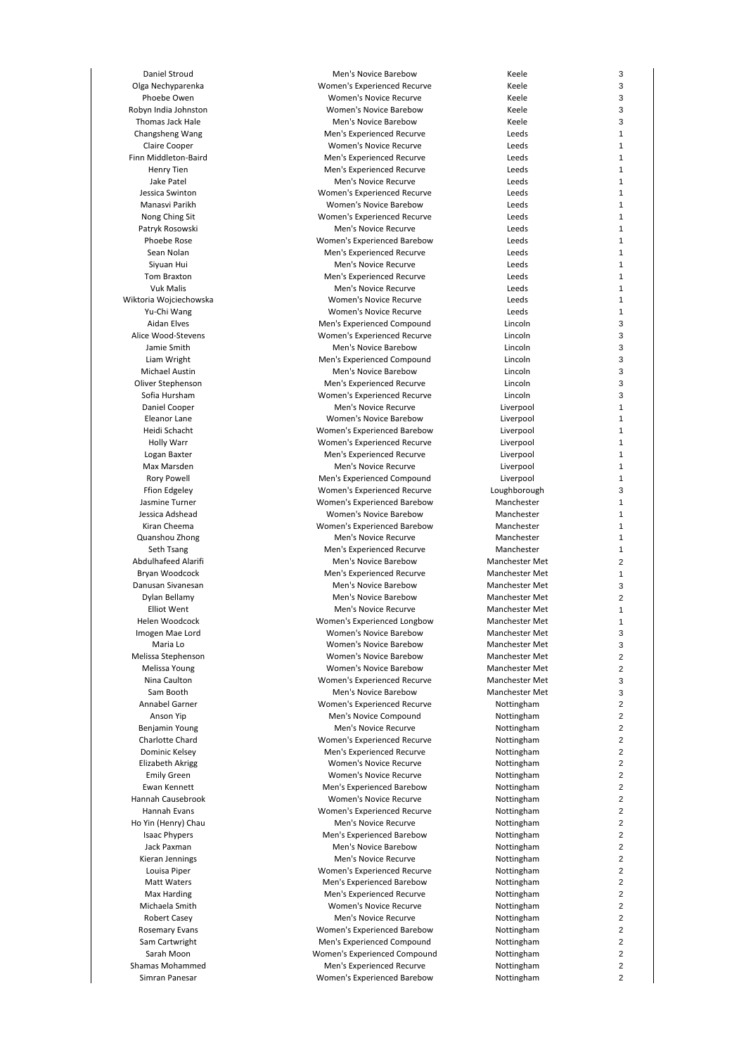| | | | |
|---|---|---|---|
| Daniel Stroud | Men's Novice Barebow | Keele | 3 |
| Olga Nechyparenka | Women's Experienced Recurve | Keele | 3 |
| Phoebe Owen | Women's Novice Recurve | Keele | 3 |
| Robyn India Johnston | Women's Novice Barebow | Keele | 3 |
| Thomas Jack Hale | Men's Novice Barebow | Keele | 3 |
| Changsheng Wang | Men's Experienced Recurve | Leeds | 1 |
| Claire Cooper | Women's Novice Recurve | Leeds | 1 |
| Finn Middleton-Baird | Men's Experienced Recurve | Leeds | 1 |
| Henry Tien | Men's Experienced Recurve | Leeds | 1 |
| Jake Patel | Men's Novice Recurve | Leeds | 1 |
| Jessica Swinton | Women's Experienced Recurve | Leeds | 1 |
| Manasvi Parikh | Women's Novice Barebow | Leeds | 1 |
| Nong Ching Sit | Women's Experienced Recurve | Leeds | 1 |
| Patryk Rosowski | Men's Novice Recurve | Leeds | 1 |
| Phoebe Rose | Women's Experienced Barebow | Leeds | 1 |
| Sean Nolan | Men's Experienced Recurve | Leeds | 1 |
| Siyuan Hui | Men's Novice Recurve | Leeds | 1 |
| Tom Braxton | Men's Experienced Recurve | Leeds | 1 |
| Vuk Malis | Men's Novice Recurve | Leeds | 1 |
| Wiktoria Wojciechowska | Women's Novice Recurve | Leeds | 1 |
| Yu-Chi Wang | Women's Novice Recurve | Leeds | 1 |
| Aidan Elves | Men's Experienced Compound | Lincoln | 3 |
| Alice Wood-Stevens | Women's Experienced Recurve | Lincoln | 3 |
| Jamie Smith | Men's Novice Barebow | Lincoln | 3 |
| Liam Wright | Men's Experienced Compound | Lincoln | 3 |
| Michael Austin | Men's Novice Barebow | Lincoln | 3 |
| Oliver Stephenson | Men's Experienced Recurve | Lincoln | 3 |
| Sofia Hursham | Women's Experienced Recurve | Lincoln | 3 |
| Daniel Cooper | Men's Novice Recurve | Liverpool | 1 |
| Eleanor Lane | Women's Novice Barebow | Liverpool | 1 |
| Heidi Schacht | Women's Experienced Barebow | Liverpool | 1 |
| Holly Warr | Women's Experienced Recurve | Liverpool | 1 |
| Logan Baxter | Men's Experienced Recurve | Liverpool | 1 |
| Max Marsden | Men's Novice Recurve | Liverpool | 1 |
| Rory Powell | Men's Experienced Compound | Liverpool | 1 |
| Ffion Edgeley | Women's Experienced Recurve | Loughborough | 3 |
| Jasmine Turner | Women's Experienced Barebow | Manchester | 1 |
| Jessica Adshead | Women's Novice Barebow | Manchester | 1 |
| Kiran Cheema | Women's Experienced Barebow | Manchester | 1 |
| Quanshou Zhong | Men's Novice Recurve | Manchester | 1 |
| Seth Tsang | Men's Experienced Recurve | Manchester | 1 |
| Abdulhafeed Alarifi | Men's Novice Barebow | Manchester Met | 2 |
| Bryan Woodcock | Men's Experienced Recurve | Manchester Met | 1 |
| Danusan Sivanesan | Men's Novice Barebow | Manchester Met | 3 |
| Dylan Bellamy | Men's Novice Barebow | Manchester Met | 2 |
| Elliot Went | Men's Novice Recurve | Manchester Met | 1 |
| Helen Woodcock | Women's Experienced Longbow | Manchester Met | 1 |
| Imogen Mae Lord | Women's Novice Barebow | Manchester Met | 3 |
| Maria Lo | Women's Novice Barebow | Manchester Met | 3 |
| Melissa Stephenson | Women's Novice Barebow | Manchester Met | 2 |
| Melissa Young | Women's Novice Barebow | Manchester Met | 2 |
| Nina Caulton | Women's Experienced Recurve | Manchester Met | 3 |
| Sam Booth | Men's Novice Barebow | Manchester Met | 3 |
| Annabel Garner | Women's Experienced Recurve | Nottingham | 2 |
| Anson Yip | Men's Novice Compound | Nottingham | 2 |
| Benjamin Young | Men's Novice Recurve | Nottingham | 2 |
| Charlotte Chard | Women's Experienced Recurve | Nottingham | 2 |
| Dominic Kelsey | Men's Experienced Recurve | Nottingham | 2 |
| Elizabeth Akrigg | Women's Novice Recurve | Nottingham | 2 |
| Emily Green | Women's Novice Recurve | Nottingham | 2 |
| Ewan Kennett | Men's Experienced Barebow | Nottingham | 2 |
| Hannah Causebrook | Women's Novice Recurve | Nottingham | 2 |
| Hannah Evans | Women's Experienced Recurve | Nottingham | 2 |
| Ho Yin (Henry) Chau | Men's Novice Recurve | Nottingham | 2 |
| Isaac Phypers | Men's Experienced Barebow | Nottingham | 2 |
| Jack Paxman | Men's Novice Barebow | Nottingham | 2 |
| Kieran Jennings | Men's Novice Recurve | Nottingham | 2 |
| Louisa Piper | Women's Experienced Recurve | Nottingham | 2 |
| Matt Waters | Men's Experienced Barebow | Nottingham | 2 |
| Max Harding | Men's Experienced Recurve | Nottingham | 2 |
| Michaela Smith | Women's Novice Recurve | Nottingham | 2 |
| Robert Casey | Men's Novice Recurve | Nottingham | 2 |
| Rosemary Evans | Women's Experienced Barebow | Nottingham | 2 |
| Sam Cartwright | Men's Experienced Compound | Nottingham | 2 |
| Sarah Moon | Women's Experienced Compound | Nottingham | 2 |
| Shamas Mohammed | Men's Experienced Recurve | Nottingham | 2 |
| Simran Panesar | Women's Experienced Barebow | Nottingham | 2 |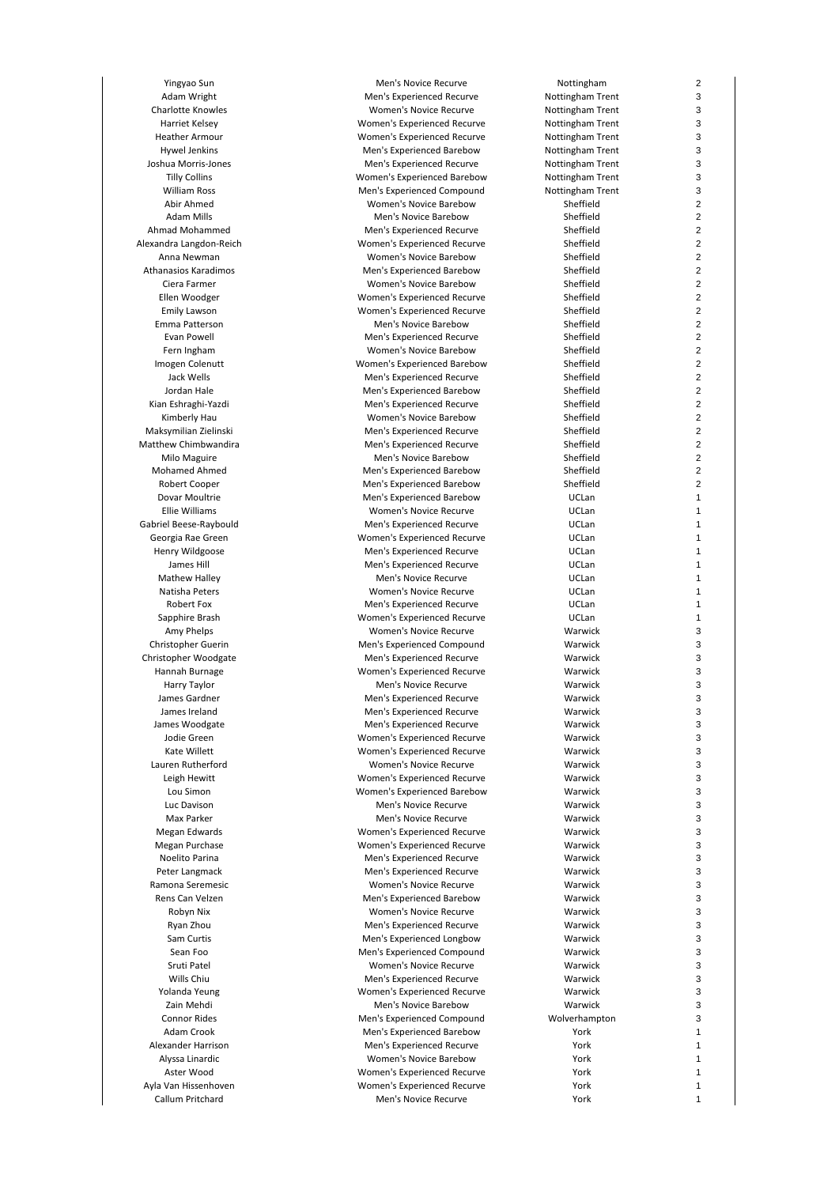| | | | |
|---|---|---|---|
| Yingyao Sun | Men's Novice Recurve | Nottingham | 2 |
| Adam Wright | Men's Experienced Recurve | Nottingham Trent | 3 |
| Charlotte Knowles | Women's Novice Recurve | Nottingham Trent | 3 |
| Harriet Kelsey | Women's Experienced Recurve | Nottingham Trent | 3 |
| Heather Armour | Women's Experienced Recurve | Nottingham Trent | 3 |
| Hywel Jenkins | Men's Experienced Barebow | Nottingham Trent | 3 |
| Joshua Morris-Jones | Men's Experienced Recurve | Nottingham Trent | 3 |
| Tilly Collins | Women's Experienced Barebow | Nottingham Trent | 3 |
| William Ross | Men's Experienced Compound | Nottingham Trent | 3 |
| Abir Ahmed | Women's Novice Barebow | Sheffield | 2 |
| Adam Mills | Men's Novice Barebow | Sheffield | 2 |
| Ahmad Mohammed | Men's Experienced Recurve | Sheffield | 2 |
| Alexandra Langdon-Reich | Women's Experienced Recurve | Sheffield | 2 |
| Anna Newman | Women's Novice Barebow | Sheffield | 2 |
| Athanasios Karadimos | Men's Experienced Barebow | Sheffield | 2 |
| Ciera Farmer | Women's Novice Barebow | Sheffield | 2 |
| Ellen Woodger | Women's Experienced Recurve | Sheffield | 2 |
| Emily Lawson | Women's Experienced Recurve | Sheffield | 2 |
| Emma Patterson | Men's Novice Barebow | Sheffield | 2 |
| Evan Powell | Men's Experienced Recurve | Sheffield | 2 |
| Fern Ingham | Women's Novice Barebow | Sheffield | 2 |
| Imogen Colenutt | Women's Experienced Barebow | Sheffield | 2 |
| Jack Wells | Men's Experienced Recurve | Sheffield | 2 |
| Jordan Hale | Men's Experienced Barebow | Sheffield | 2 |
| Kian Eshraghi-Yazdi | Men's Experienced Recurve | Sheffield | 2 |
| Kimberly Hau | Women's Novice Barebow | Sheffield | 2 |
| Maksymilian Zielinski | Men's Experienced Recurve | Sheffield | 2 |
| Matthew Chimbwandira | Men's Experienced Recurve | Sheffield | 2 |
| Milo Maguire | Men's Novice Barebow | Sheffield | 2 |
| Mohamed Ahmed | Men's Experienced Barebow | Sheffield | 2 |
| Robert Cooper | Men's Experienced Barebow | Sheffield | 2 |
| Dovar Moultrie | Men's Experienced Barebow | UCLan | 1 |
| Ellie Williams | Women's Novice Recurve | UCLan | 1 |
| Gabriel Beese-Raybould | Men's Experienced Recurve | UCLan | 1 |
| Georgia Rae Green | Women's Experienced Recurve | UCLan | 1 |
| Henry Wildgoose | Men's Experienced Recurve | UCLan | 1 |
| James Hill | Men's Experienced Recurve | UCLan | 1 |
| Mathew Halley | Men's Novice Recurve | UCLan | 1 |
| Natisha Peters | Women's Novice Recurve | UCLan | 1 |
| Robert Fox | Men's Experienced Recurve | UCLan | 1 |
| Sapphire Brash | Women's Experienced Recurve | UCLan | 1 |
| Amy Phelps | Women's Novice Recurve | Warwick | 3 |
| Christopher Guerin | Men's Experienced Compound | Warwick | 3 |
| Christopher Woodgate | Men's Experienced Recurve | Warwick | 3 |
| Hannah Burnage | Women's Experienced Recurve | Warwick | 3 |
| Harry Taylor | Men's Novice Recurve | Warwick | 3 |
| James Gardner | Men's Experienced Recurve | Warwick | 3 |
| James Ireland | Men's Experienced Recurve | Warwick | 3 |
| James Woodgate | Men's Experienced Recurve | Warwick | 3 |
| Jodie Green | Women's Experienced Recurve | Warwick | 3 |
| Kate Willett | Women's Experienced Recurve | Warwick | 3 |
| Lauren Rutherford | Women's Novice Recurve | Warwick | 3 |
| Leigh Hewitt | Women's Experienced Recurve | Warwick | 3 |
| Lou Simon | Women's Experienced Barebow | Warwick | 3 |
| Luc Davison | Men's Novice Recurve | Warwick | 3 |
| Max Parker | Men's Novice Recurve | Warwick | 3 |
| Megan Edwards | Women's Experienced Recurve | Warwick | 3 |
| Megan Purchase | Women's Experienced Recurve | Warwick | 3 |
| Noelito Parina | Men's Experienced Recurve | Warwick | 3 |
| Peter Langmack | Men's Experienced Recurve | Warwick | 3 |
| Ramona Seremesic | Women's Novice Recurve | Warwick | 3 |
| Rens Can Velzen | Men's Experienced Barebow | Warwick | 3 |
| Robyn Nix | Women's Novice Recurve | Warwick | 3 |
| Ryan Zhou | Men's Experienced Recurve | Warwick | 3 |
| Sam Curtis | Men's Experienced Longbow | Warwick | 3 |
| Sean Foo | Men's Experienced Compound | Warwick | 3 |
| Sruti Patel | Women's Novice Recurve | Warwick | 3 |
| Wills Chiu | Men's Experienced Recurve | Warwick | 3 |
| Yolanda Yeung | Women's Experienced Recurve | Warwick | 3 |
| Zain Mehdi | Men's Novice Barebow | Warwick | 3 |
| Connor Rides | Men's Experienced Compound | Wolverhampton | 3 |
| Adam Crook | Men's Experienced Barebow | York | 1 |
| Alexander Harrison | Men's Experienced Recurve | York | 1 |
| Alyssa Linardic | Women's Novice Barebow | York | 1 |
| Aster Wood | Women's Experienced Recurve | York | 1 |
| Ayla Van Hissenhoven | Women's Experienced Recurve | York | 1 |
| Callum Pritchard | Men's Novice Recurve | York | 1 |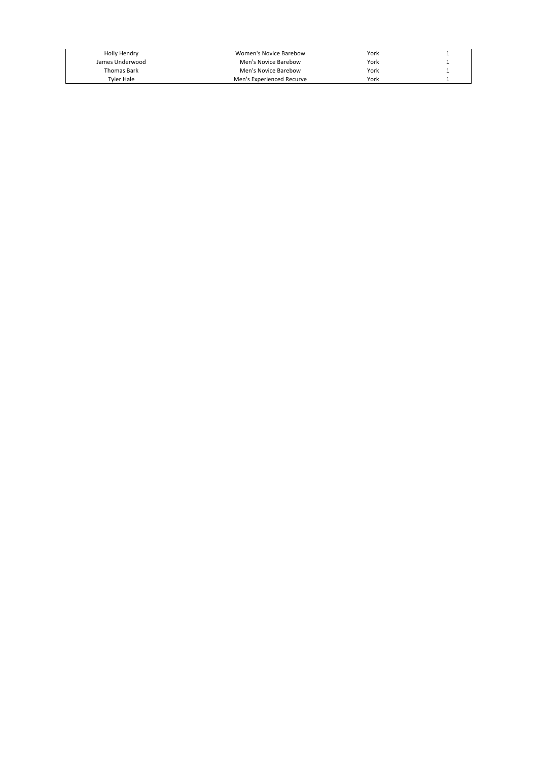| | | | |
|---|---|---|---|
| Holly Hendry | Women's Novice Barebow | York | 1 |
| James Underwood | Men's Novice Barebow | York | 1 |
| Thomas Bark | Men's Novice Barebow | York | 1 |
| Tyler Hale | Men's Experienced Recurve | York | 1 |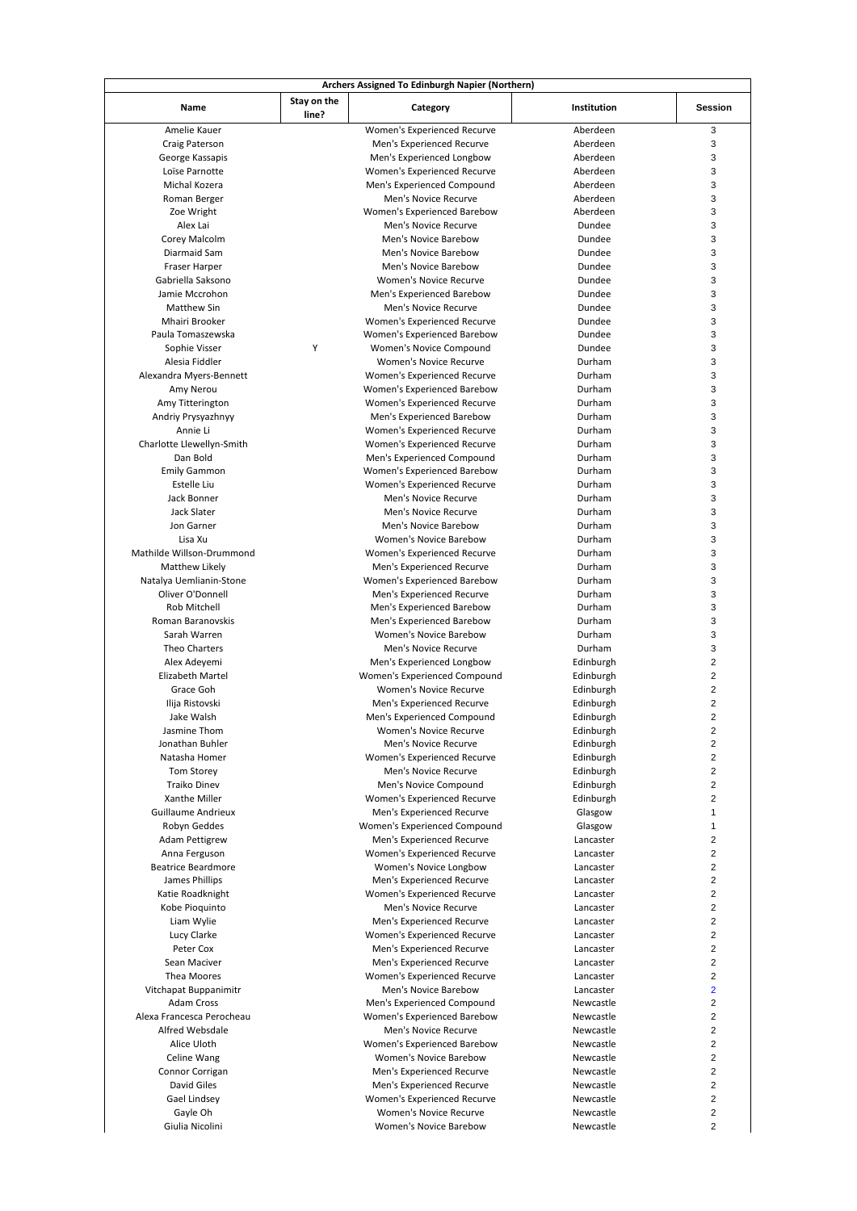| Archers Assigned To Edinburgh Napier (Northern) | | | | |
|---|---|---|---|---|
| Name | Stay on the line? | Category | Institution | Session |
| Amelie Kauer | | Women's Experienced Recurve | Aberdeen | 3 |
| Craig Paterson | | Men's Experienced Recurve | Aberdeen | 3 |
| George Kassapis | | Men's Experienced Longbow | Aberdeen | 3 |
| Loïse Parnotte | | Women's Experienced Recurve | Aberdeen | 3 |
| Michal Kozera | | Men's Experienced Compound | Aberdeen | 3 |
| Roman Berger | | Men's Novice Recurve | Aberdeen | 3 |
| Zoe Wright | | Women's Experienced Barebow | Aberdeen | 3 |
| Alex Lai | | Men's Novice Recurve | Dundee | 3 |
| Corey Malcolm | | Men's Novice Barebow | Dundee | 3 |
| Diarmaid Sam | | Men's Novice Barebow | Dundee | 3 |
| Fraser Harper | | Men's Novice Barebow | Dundee | 3 |
| Gabriella Saksono | | Women's Novice Recurve | Dundee | 3 |
| Jamie Mccrohon | | Men's Experienced Barebow | Dundee | 3 |
| Matthew Sin | | Men's Novice Recurve | Dundee | 3 |
| Mhairi Brooker | | Women's Experienced Recurve | Dundee | 3 |
| Paula Tomaszewska | | Women's Experienced Barebow | Dundee | 3 |
| Sophie Visser | Y | Women's Novice Compound | Dundee | 3 |
| Alesia Fiddler | | Women's Novice Recurve | Durham | 3 |
| Alexandra Myers-Bennett | | Women's Experienced Recurve | Durham | 3 |
| Amy Nerou | | Women's Experienced Barebow | Durham | 3 |
| Amy Titterington | | Women's Experienced Recurve | Durham | 3 |
| Andriy Prysyazhnyy | | Men's Experienced Barebow | Durham | 3 |
| Annie Li | | Women's Experienced Recurve | Durham | 3 |
| Charlotte Llewellyn-Smith | | Women's Experienced Recurve | Durham | 3 |
| Dan Bold | | Men's Experienced Compound | Durham | 3 |
| Emily Gammon | | Women's Experienced Barebow | Durham | 3 |
| Estelle Liu | | Women's Experienced Recurve | Durham | 3 |
| Jack Bonner | | Men's Novice Recurve | Durham | 3 |
| Jack Slater | | Men's Novice Recurve | Durham | 3 |
| Jon Garner | | Men's Novice Barebow | Durham | 3 |
| Lisa Xu | | Women's Novice Barebow | Durham | 3 |
| Mathilde Willson-Drummond | | Women's Experienced Recurve | Durham | 3 |
| Matthew Likely | | Men's Experienced Recurve | Durham | 3 |
| Natalya Uemlianin-Stone | | Women's Experienced Barebow | Durham | 3 |
| Oliver O'Donnell | | Men's Experienced Recurve | Durham | 3 |
| Rob Mitchell | | Men's Experienced Barebow | Durham | 3 |
| Roman Baranovskis | | Men's Experienced Barebow | Durham | 3 |
| Sarah Warren | | Women's Novice Barebow | Durham | 3 |
| Theo Charters | | Men's Novice Recurve | Durham | 3 |
| Alex Adeyemi | | Men's Experienced Longbow | Edinburgh | 2 |
| Elizabeth Martel | | Women's Experienced Compound | Edinburgh | 2 |
| Grace Goh | | Women's Novice Recurve | Edinburgh | 2 |
| Ilija Ristovski | | Men's Experienced Recurve | Edinburgh | 2 |
| Jake Walsh | | Men's Experienced Compound | Edinburgh | 2 |
| Jasmine Thom | | Women's Novice Recurve | Edinburgh | 2 |
| Jonathan Buhler | | Men's Novice Recurve | Edinburgh | 2 |
| Natasha Homer | | Women's Experienced Recurve | Edinburgh | 2 |
| Tom Storey | | Men's Novice Recurve | Edinburgh | 2 |
| Traiko Dinev | | Men's Novice Compound | Edinburgh | 2 |
| Xanthe Miller | | Women's Experienced Recurve | Edinburgh | 2 |
| Guillaume Andrieux | | Men's Experienced Recurve | Glasgow | 1 |
| Robyn Geddes | | Women's Experienced Compound | Glasgow | 1 |
| Adam Pettigrew | | Men's Experienced Recurve | Lancaster | 2 |
| Anna Ferguson | | Women's Experienced Recurve | Lancaster | 2 |
| Beatrice Beardmore | | Women's Novice Longbow | Lancaster | 2 |
| James Phillips | | Men's Experienced Recurve | Lancaster | 2 |
| Katie Roadknight | | Women's Experienced Recurve | Lancaster | 2 |
| Kobe Pioquinto | | Men's Novice Recurve | Lancaster | 2 |
| Liam Wylie | | Men's Experienced Recurve | Lancaster | 2 |
| Lucy Clarke | | Women's Experienced Recurve | Lancaster | 2 |
| Peter Cox | | Men's Experienced Recurve | Lancaster | 2 |
| Sean Maciver | | Men's Experienced Recurve | Lancaster | 2 |
| Thea Moores | | Women's Experienced Recurve | Lancaster | 2 |
| Vitchapat Buppanimitr | | Men's Novice Barebow | Lancaster | 2 |
| Adam Cross | | Men's Experienced Compound | Newcastle | 2 |
| Alexa Francesca Perocheau | | Women's Experienced Barebow | Newcastle | 2 |
| Alfred Websdale | | Men's Novice Recurve | Newcastle | 2 |
| Alice Uloth | | Women's Experienced Barebow | Newcastle | 2 |
| Celine Wang | | Women's Novice Barebow | Newcastle | 2 |
| Connor Corrigan | | Men's Experienced Recurve | Newcastle | 2 |
| David Giles | | Men's Experienced Recurve | Newcastle | 2 |
| Gael Lindsey | | Women's Experienced Recurve | Newcastle | 2 |
| Gayle Oh | | Women's Novice Recurve | Newcastle | 2 |
| Giulia Nicolini | | Women's Novice Barebow | Newcastle | 2 |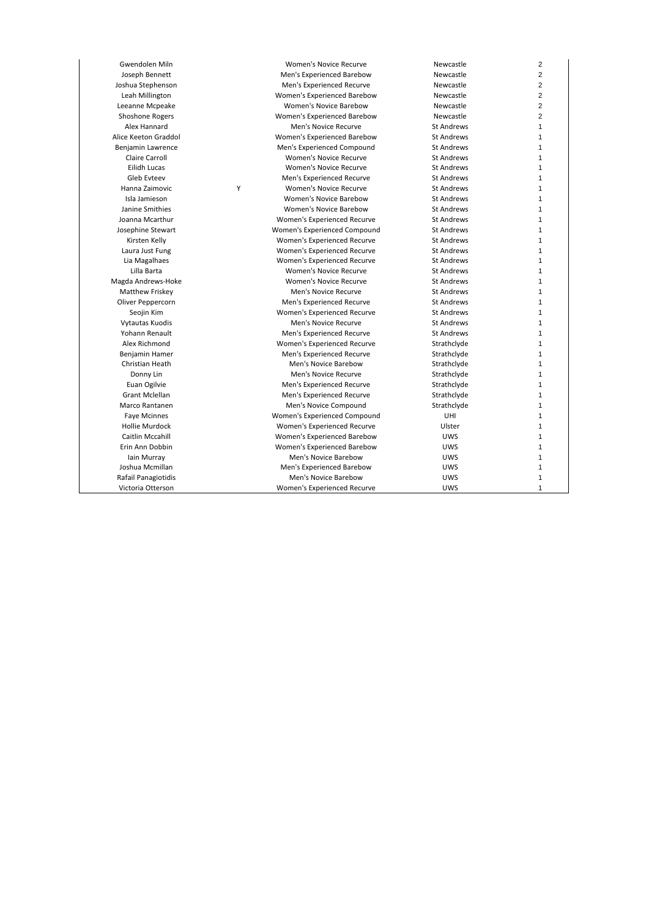| | | | | |
|---|---|---|---|---|
| Gwendolen Miln | | Women's Novice Recurve | Newcastle | 2 |
| Joseph Bennett | | Men's Experienced Barebow | Newcastle | 2 |
| Joshua Stephenson | | Men's Experienced Recurve | Newcastle | 2 |
| Leah Millington | | Women's Experienced Barebow | Newcastle | 2 |
| Leeanne Mcpeake | | Women's Novice Barebow | Newcastle | 2 |
| Shoshone Rogers | | Women's Experienced Barebow | Newcastle | 2 |
| Alex Hannard | | Men's Novice Recurve | St Andrews | 1 |
| Alice Keeton Graddol | | Women's Experienced Barebow | St Andrews | 1 |
| Benjamin Lawrence | | Men's Experienced Compound | St Andrews | 1 |
| Claire Carroll | | Women's Novice Recurve | St Andrews | 1 |
| Eilidh Lucas | | Women's Novice Recurve | St Andrews | 1 |
| Gleb Evteev | | Men's Experienced Recurve | St Andrews | 1 |
| Hanna Zaimovic | Y | Women's Novice Recurve | St Andrews | 1 |
| Isla Jamieson | | Women's Novice Barebow | St Andrews | 1 |
| Janine Smithies | | Women's Novice Barebow | St Andrews | 1 |
| Joanna Mcarthur | | Women's Experienced Recurve | St Andrews | 1 |
| Josephine Stewart | | Women's Experienced Compound | St Andrews | 1 |
| Kirsten Kelly | | Women's Experienced Recurve | St Andrews | 1 |
| Laura Just Fung | | Women's Experienced Recurve | St Andrews | 1 |
| Lia Magalhaes | | Women's Experienced Recurve | St Andrews | 1 |
| Lilla Barta | | Women's Novice Recurve | St Andrews | 1 |
| Magda Andrews-Hoke | | Women's Novice Recurve | St Andrews | 1 |
| Matthew Friskey | | Men's Novice Recurve | St Andrews | 1 |
| Oliver Peppercorn | | Men's Experienced Recurve | St Andrews | 1 |
| Seojin Kim | | Women's Experienced Recurve | St Andrews | 1 |
| Vytautas Kuodis | | Men's Novice Recurve | St Andrews | 1 |
| Yohann Renault | | Men's Experienced Recurve | St Andrews | 1 |
| Alex Richmond | | Women's Experienced Recurve | Strathclyde | 1 |
| Benjamin Hamer | | Men's Experienced Recurve | Strathclyde | 1 |
| Christian Heath | | Men's Novice Barebow | Strathclyde | 1 |
| Donny Lin | | Men's Novice Recurve | Strathclyde | 1 |
| Euan Ogilvie | | Men's Experienced Recurve | Strathclyde | 1 |
| Grant Mclellan | | Men's Experienced Recurve | Strathclyde | 1 |
| Marco Rantanen | | Men's Novice Compound | Strathclyde | 1 |
| Faye Mcinnes | | Women's Experienced Compound | UHI | 1 |
| Hollie Murdock | | Women's Experienced Recurve | Ulster | 1 |
| Caitlin Mccahill | | Women's Experienced Barebow | UWS | 1 |
| Erin Ann Dobbin | | Women's Experienced Barebow | UWS | 1 |
| Iain Murray | | Men's Novice Barebow | UWS | 1 |
| Joshua Mcmillan | | Men's Experienced Barebow | UWS | 1 |
| Rafail Panagiotidis | | Men's Novice Barebow | UWS | 1 |
| Victoria Otterson | | Women's Experienced Recurve | UWS | 1 |